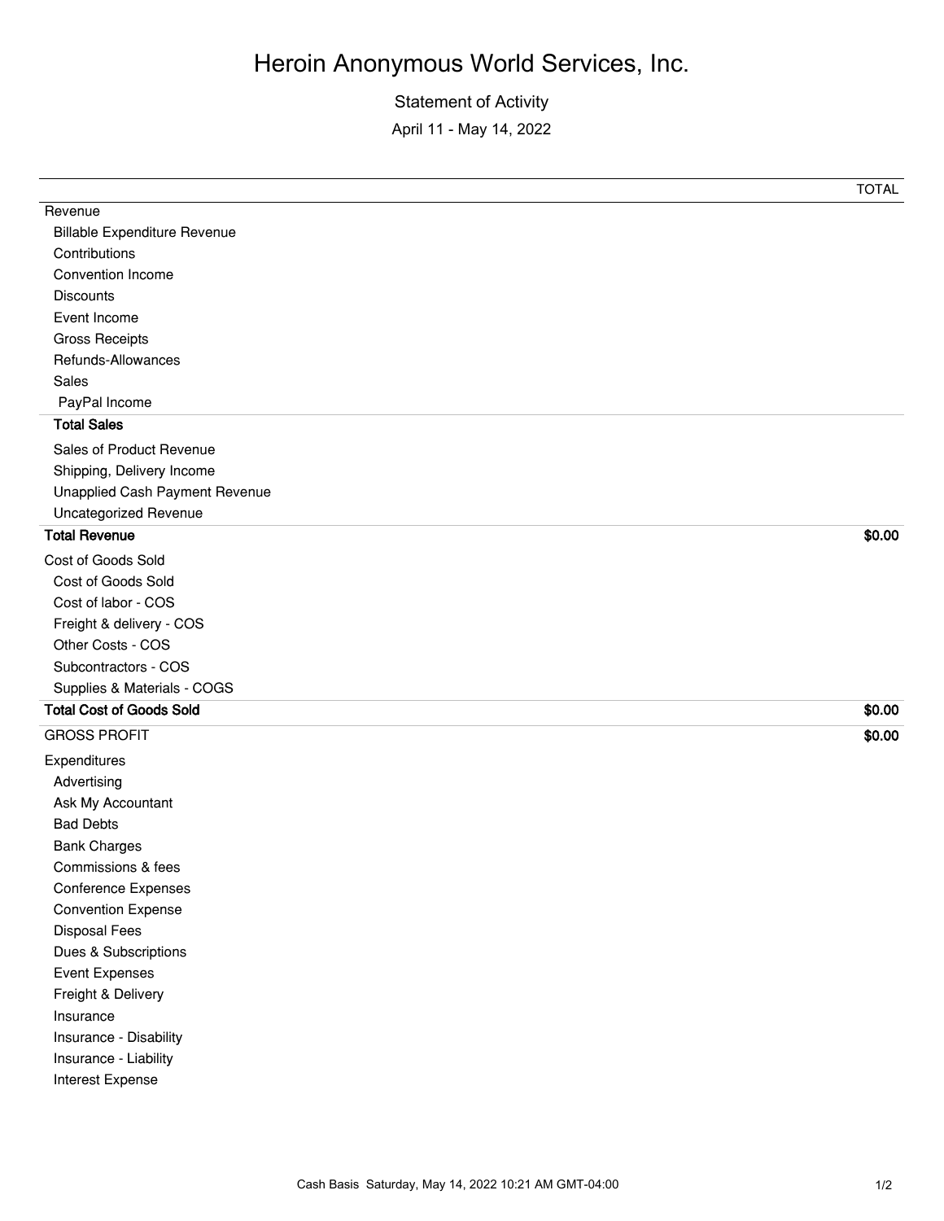# Heroin Anonymous World Services, Inc.

Statement of Activity

April 11 - May 14, 2022

| | TOTAL |
|---|---|
| Revenue | |
| Billable Expenditure Revenue | |
| Contributions | |
| Convention Income | |
| Discounts | |
| Event Income | |
| Gross Receipts | |
| Refunds-Allowances | |
| Sales | |
| PayPal Income | |
| **Total Sales** | |
| Sales of Product Revenue | |
| Shipping, Delivery Income | |
| Unapplied Cash Payment Revenue | |
| Uncategorized Revenue | |
| **Total Revenue** | **$0.00** |
| Cost of Goods Sold | |
| Cost of Goods Sold | |
| Cost of labor - COS | |
| Freight & delivery - COS | |
| Other Costs - COS | |
| Subcontractors - COS | |
| Supplies & Materials - COGS | |
| **Total Cost of Goods Sold** | **$0.00** |
| GROSS PROFIT | **$0.00** |
| Expenditures | |
| Advertising | |
| Ask My Accountant | |
| Bad Debts | |
| Bank Charges | |
| Commissions & fees | |
| Conference Expenses | |
| Convention Expense | |
| Disposal Fees | |
| Dues & Subscriptions | |
| Event Expenses | |
| Freight & Delivery | |
| Insurance | |
| Insurance - Disability | |
| Insurance - Liability | |
| Interest Expense | |

Cash Basis Saturday, May 14, 2022 10:21 AM GMT-04:00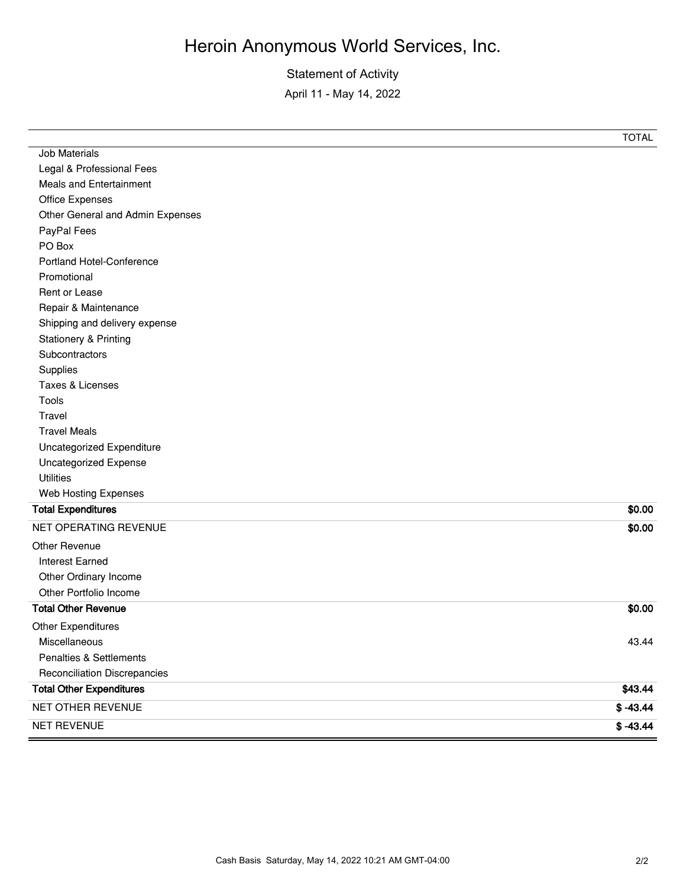# Heroin Anonymous World Services, Inc.

Statement of Activity

April 11 - May 14, 2022

| | TOTAL |
| --- | --- |
| Job Materials | |
| Legal & Professional Fees | |
| Meals and Entertainment | |
| Office Expenses | |
| Other General and Admin Expenses | |
| PayPal Fees | |
| PO Box | |
| Portland Hotel-Conference | |
| Promotional | |
| Rent or Lease | |
| Repair & Maintenance | |
| Shipping and delivery expense | |
| Stationery & Printing | |
| Subcontractors | |
| Supplies | |
| Taxes & Licenses | |
| Tools | |
| Travel | |
| Travel Meals | |
| Uncategorized Expenditure | |
| Uncategorized Expense | |
| Utilities | |
| Web Hosting Expenses | |
| **Total Expenditures** | **$0.00** |
| NET OPERATING REVENUE | **$0.00** |
| Other Revenue | |
| Interest Earned | |
| Other Ordinary Income | |
| Other Portfolio Income | |
| **Total Other Revenue** | **$0.00** |
| Other Expenditures | |
| Miscellaneous | 43.44 |
| Penalties & Settlements | |
| Reconciliation Discrepancies | |
| **Total Other Expenditures** | **$43.44** |
| NET OTHER REVENUE | **$ -43.44** |
| NET REVENUE | **$ -43.44** |

Cash Basis Saturday, May 14, 2022 10:21 AM GMT-04:00